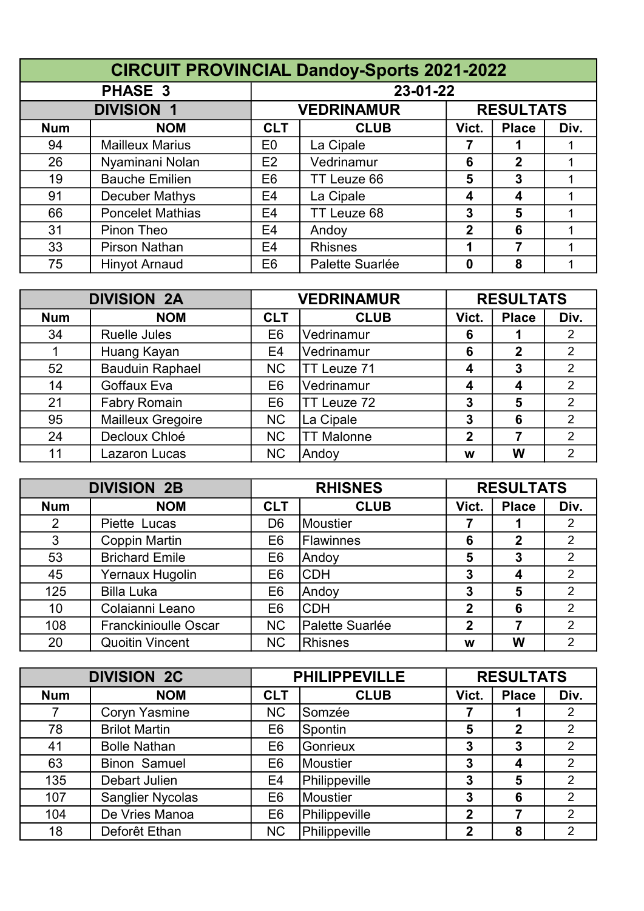# CIRCUIT PROVINCIAL Dandoy-Sports 2021-2022

| PHASE 3 | | 23-01-22 | | | | |
|---|---|---|---|---|---|---|
| **DIVISION 1** | | **VEDRINAMUR** | | **RESULTATS** | | |
| **Num** | **NOM** | **CLT** | **CLUB** | **Vict.** | **Place** | **Div.** |
| 94 | Mailleux Marius | E0 | La Cipale | 7 | 1 | 1 |
| 26 | Nyaminani Nolan | E2 | Vedrinamur | 6 | 2 | 1 |
| 19 | Bauche Emilien | E6 | TT Leuze 66 | 5 | 3 | 1 |
| 91 | Decuber Mathys | E4 | La Cipale | 4 | 4 | 1 |
| 66 | Poncelet Mathias | E4 | TT Leuze 68 | 3 | 5 | 1 |
| 31 | Pinon Theo | E4 | Andoy | 2 | 6 | 1 |
| 33 | Pirson Nathan | E4 | Rhisnes | 1 | 7 | 1 |
| 75 | Hinyot Arnaud | E6 | Palette Suarlée | 0 | 8 | 1 |

| **DIVISION 2A** | | **VEDRINAMUR** | | **RESULTATS** | | |
|---|---|---|---|---|---|---|
| **Num** | **NOM** | **CLT** | **CLUB** | **Vict.** | **Place** | **Div.** |
| 34 | Ruelle Jules | E6 | Vedrinamur | 6 | 1 | 2 |
| 1 | Huang Kayan | E4 | Vedrinamur | 6 | 2 | 2 |
| 52 | Bauduin Raphael | NC | TT Leuze 71 | 4 | 3 | 2 |
| 14 | Goffaux Eva | E6 | Vedrinamur | 4 | 4 | 2 |
| 21 | Fabry Romain | E6 | TT Leuze 72 | 3 | 5 | 2 |
| 95 | Mailleux Gregoire | NC | La Cipale | 3 | 6 | 2 |
| 24 | Decloux Chloé | NC | TT Malonne | 2 | 7 | 2 |
| 11 | Lazaron Lucas | NC | Andoy | w | W | 2 |

| **DIVISION 2B** | | **RHISNES** | | **RESULTATS** | | |
|---|---|---|---|---|---|---|
| **Num** | **NOM** | **CLT** | **CLUB** | **Vict.** | **Place** | **Div.** |
| 2 | Piette Lucas | D6 | Moustier | 7 | 1 | 2 |
| 3 | Coppin Martin | E6 | Flawinnes | 6 | 2 | 2 |
| 53 | Brichard Emile | E6 | Andoy | 5 | 3 | 2 |
| 45 | Yernaux Hugolin | E6 | CDH | 3 | 4 | 2 |
| 125 | Billa Luka | E6 | Andoy | 3 | 5 | 2 |
| 10 | Colaianni Leano | E6 | CDH | 2 | 6 | 2 |
| 108 | Franckinioulle Oscar | NC | Palette Suarlée | 2 | 7 | 2 |
| 20 | Quoitin Vincent | NC | Rhisnes | w | W | 2 |

| **DIVISION 2C** | | **PHILIPPEVILLE** | | **RESULTATS** | | |
|---|---|---|---|---|---|---|
| **Num** | **NOM** | **CLT** | **CLUB** | **Vict.** | **Place** | **Div.** |
| 7 | Coryn Yasmine | NC | Somzée | 7 | 1 | 2 |
| 78 | Brilot Martin | E6 | Spontin | 5 | 2 | 2 |
| 41 | Bolle Nathan | E6 | Gonrieux | 3 | 3 | 2 |
| 63 | Binon Samuel | E6 | Moustier | 3 | 4 | 2 |
| 135 | Debart Julien | E4 | Philippeville | 3 | 5 | 2 |
| 107 | Sanglier Nycolas | E6 | Moustier | 3 | 6 | 2 |
| 104 | De Vries Manoa | E6 | Philippeville | 2 | 7 | 2 |
| 18 | Deforêt Ethan | NC | Philippeville | 2 | 8 | 2 |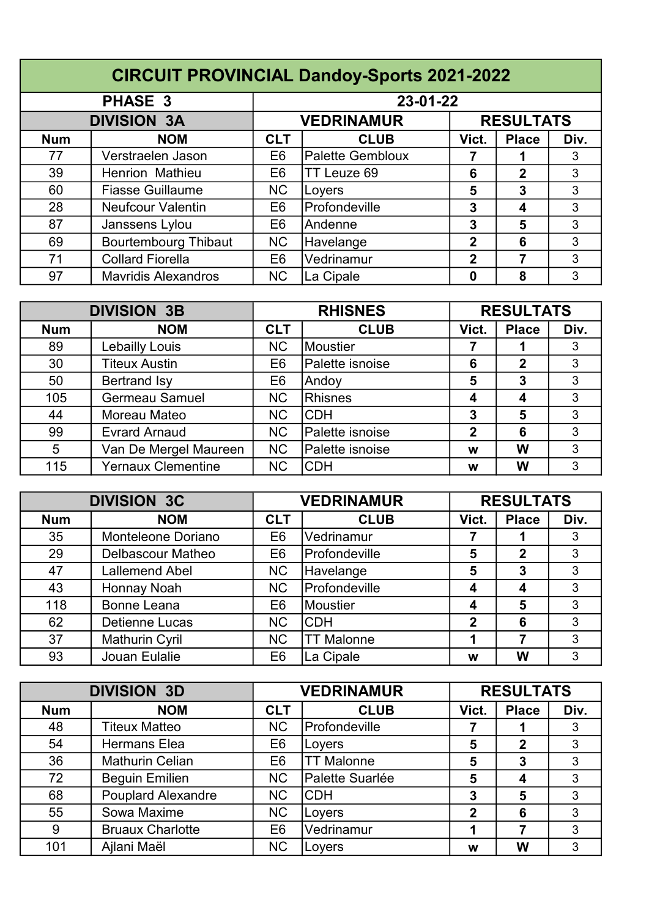# CIRCUIT PROVINCIAL Dandoy-Sports 2021-2022

| PHASE 3 | | 23-01-22 | | | | |
|---|---|---|---|---|---|---|
| **DIVISION 3A** | | **VEDRINAMUR** | | **RESULTATS** | | |
| **Num** | **NOM** | **CLT** | **CLUB** | **Vict.** | **Place** | **Div.** |
| 77 | Verstraelen Jason | E6 | Palette Gembloux | **7** | **1** | 3 |
| 39 | Henrion Mathieu | E6 | TT Leuze 69 | **6** | **2** | 3 |
| 60 | Fiasse Guillaume | NC | Loyers | **5** | **3** | 3 |
| 28 | Neufcour Valentin | E6 | Profondeville | **3** | **4** | 3 |
| 87 | Janssens Lylou | E6 | Andenne | **3** | **5** | 3 |
| 69 | Bourtembourg Thibaut | NC | Havelange | **2** | **6** | 3 |
| 71 | Collard Fiorella | E6 | Vedrinamur | **2** | **7** | 3 |
| 97 | Mavridis Alexandros | NC | La Cipale | **0** | **8** | 3 |

| **DIVISION 3B** | | **RHISNES** | | **RESULTATS** | | |
|---|---|---|---|---|---|---|
| **Num** | **NOM** | **CLT** | **CLUB** | **Vict.** | **Place** | **Div.** |
| 89 | Lebailly Louis | NC | Moustier | **7** | **1** | 3 |
| 30 | Titeux Austin | E6 | Palette isnoise | **6** | **2** | 3 |
| 50 | Bertrand Isy | E6 | Andoy | **5** | **3** | 3 |
| 105 | Germeau Samuel | NC | Rhisnes | **4** | **4** | 3 |
| 44 | Moreau Mateo | NC | CDH | **3** | **5** | 3 |
| 99 | Evrard Arnaud | NC | Palette isnoise | **2** | **6** | 3 |
| 5 | Van De Mergel Maureen | NC | Palette isnoise | **w** | **W** | 3 |
| 115 | Yernaux Clementine | NC | CDH | **w** | **W** | 3 |

| **DIVISION 3C** | | **VEDRINAMUR** | | **RESULTATS** | | |
|---|---|---|---|---|---|---|
| **Num** | **NOM** | **CLT** | **CLUB** | **Vict.** | **Place** | **Div.** |
| 35 | Monteleone Doriano | E6 | Vedrinamur | **7** | **1** | 3 |
| 29 | Delbascour Matheo | E6 | Profondeville | **5** | **2** | 3 |
| 47 | Lallemend Abel | NC | Havelange | **5** | **3** | 3 |
| 43 | Honnay Noah | NC | Profondeville | **4** | **4** | 3 |
| 118 | Bonne Leana | E6 | Moustier | **4** | **5** | 3 |
| 62 | Detienne Lucas | NC | CDH | **2** | **6** | 3 |
| 37 | Mathurin Cyril | NC | TT Malonne | **1** | **7** | 3 |
| 93 | Jouan Eulalie | E6 | La Cipale | **w** | **W** | 3 |

| **DIVISION 3D** | | **VEDRINAMUR** | | **RESULTATS** | | |
|---|---|---|---|---|---|---|
| **Num** | **NOM** | **CLT** | **CLUB** | **Vict.** | **Place** | **Div.** |
| 48 | Titeux Matteo | NC | Profondeville | **7** | **1** | 3 |
| 54 | Hermans Elea | E6 | Loyers | **5** | **2** | 3 |
| 36 | Mathurin Celian | E6 | TT Malonne | **5** | **3** | 3 |
| 72 | Beguin Emilien | NC | Palette Suarlée | **5** | **4** | 3 |
| 68 | Pouplard Alexandre | NC | CDH | **3** | **5** | 3 |
| 55 | Sowa Maxime | NC | Loyers | **2** | **6** | 3 |
| 9 | Bruaux Charlotte | E6 | Vedrinamur | **1** | **7** | 3 |
| 101 | Ajlani Maël | NC | Loyers | **w** | **W** | 3 |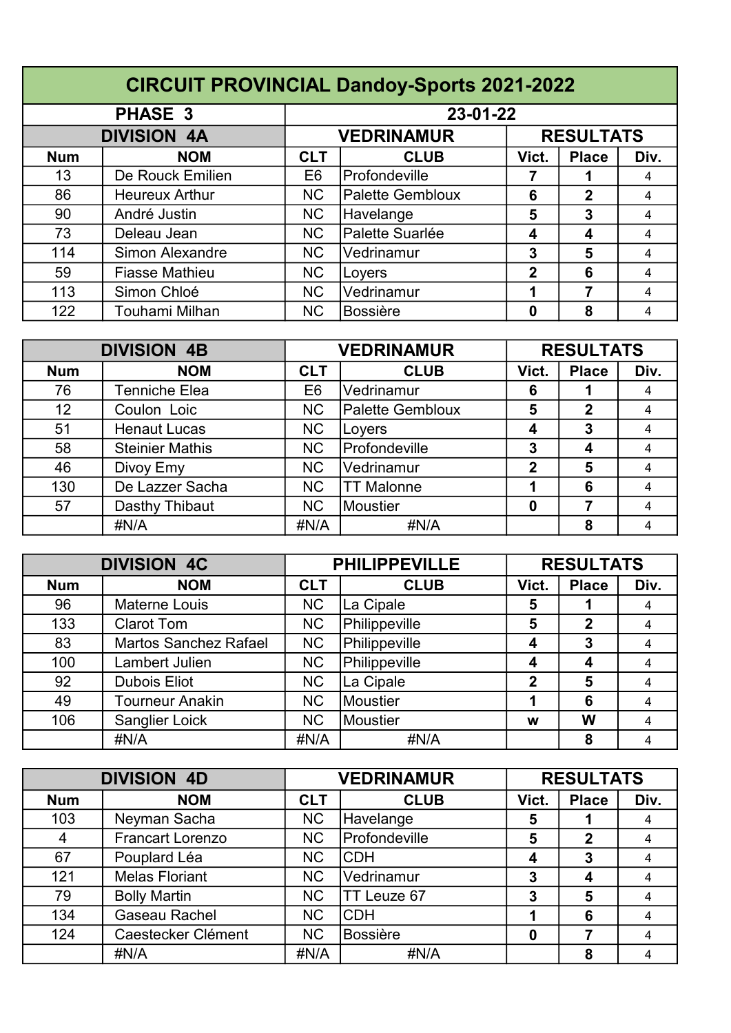# CIRCUIT PROVINCIAL Dandoy-Sports 2021-2022

| PHASE 3 | | 23-01-22 | | | | |
|---|---|---|---|---|---|---|
| **DIVISION 4A** | | **VEDRINAMUR** | | **RESULTATS** | | |
| **Num** | **NOM** | **CLT** | **CLUB** | **Vict.** | **Place** | **Div.** |
| 13 | De Rouck Emilien | E6 | Profondeville | 7 | 1 | 4 |
| 86 | Heureux Arthur | NC | Palette Gembloux | 6 | 2 | 4 |
| 90 | André Justin | NC | Havelange | 5 | 3 | 4 |
| 73 | Deleau Jean | NC | Palette Suarlée | 4 | 4 | 4 |
| 114 | Simon Alexandre | NC | Vedrinamur | 3 | 5 | 4 |
| 59 | Fiasse Mathieu | NC | Loyers | 2 | 6 | 4 |
| 113 | Simon Chloé | NC | Vedrinamur | 1 | 7 | 4 |
| 122 | Touhami Milhan | NC | Bossière | 0 | 8 | 4 |

| **DIVISION 4B** | | **VEDRINAMUR** | | **RESULTATS** | | |
|---|---|---|---|---|---|---|
| **Num** | **NOM** | **CLT** | **CLUB** | **Vict.** | **Place** | **Div.** |
| 76 | Tenniche Elea | E6 | Vedrinamur | 6 | 1 | 4 |
| 12 | Coulon Loic | NC | Palette Gembloux | 5 | 2 | 4 |
| 51 | Henaut Lucas | NC | Loyers | 4 | 3 | 4 |
| 58 | Steinier Mathis | NC | Profondeville | 3 | 4 | 4 |
| 46 | Divoy Emy | NC | Vedrinamur | 2 | 5 | 4 |
| 130 | De Lazzer Sacha | NC | TT Malonne | 1 | 6 | 4 |
| 57 | Dasthy Thibaut | NC | Moustier | 0 | 7 | 4 |
| | #N/A | #N/A | #N/A | | 8 | 4 |

| **DIVISION 4C** | | **PHILIPPEVILLE** | | **RESULTATS** | | |
|---|---|---|---|---|---|---|
| **Num** | **NOM** | **CLT** | **CLUB** | **Vict.** | **Place** | **Div.** |
| 96 | Materne Louis | NC | La Cipale | 5 | 1 | 4 |
| 133 | Clarot Tom | NC | Philippeville | 5 | 2 | 4 |
| 83 | Martos Sanchez Rafael | NC | Philippeville | 4 | 3 | 4 |
| 100 | Lambert Julien | NC | Philippeville | 4 | 4 | 4 |
| 92 | Dubois Eliot | NC | La Cipale | 2 | 5 | 4 |
| 49 | Tourneur Anakin | NC | Moustier | 1 | 6 | 4 |
| 106 | Sanglier Loick | NC | Moustier | w | W | 4 |
| | #N/A | #N/A | #N/A | | 8 | 4 |

| **DIVISION 4D** | | **VEDRINAMUR** | | **RESULTATS** | | |
|---|---|---|---|---|---|---|
| **Num** | **NOM** | **CLT** | **CLUB** | **Vict.** | **Place** | **Div.** |
| 103 | Neyman Sacha | NC | Havelange | 5 | 1 | 4 |
| 4 | Francart Lorenzo | NC | Profondeville | 5 | 2 | 4 |
| 67 | Pouplard Léa | NC | CDH | 4 | 3 | 4 |
| 121 | Melas Floriant | NC | Vedrinamur | 3 | 4 | 4 |
| 79 | Bolly Martin | NC | TT Leuze 67 | 3 | 5 | 4 |
| 134 | Gaseau Rachel | NC | CDH | 1 | 6 | 4 |
| 124 | Caestecker Clément | NC | Bossière | 0 | 7 | 4 |
| | #N/A | #N/A | #N/A | | 8 | 4 |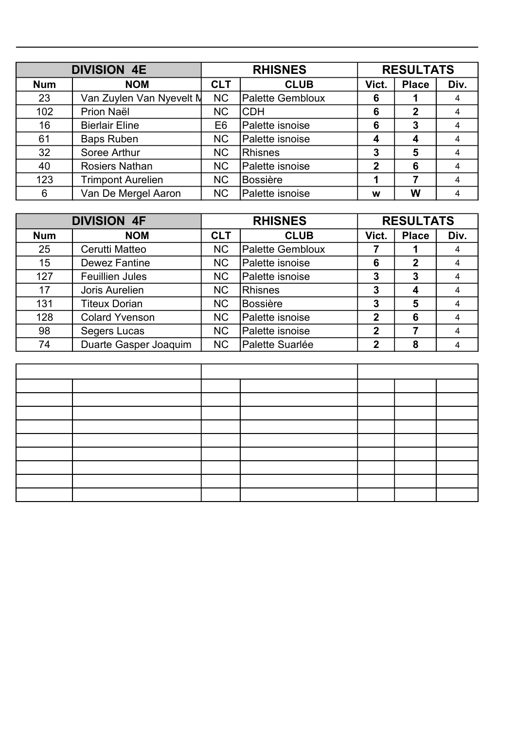| DIVISION 4E | | RHISNES | | RESULTATS | | |
|---|---|---|---|---|---|---|
| Num | NOM | CLT | CLUB | Vict. | Place | Div. |
| 23 | Van Zuylen Van Nyevelt M | NC | Palette Gembloux | 6 | 1 | 4 |
| 102 | Prion Naël | NC | CDH | 6 | 2 | 4 |
| 16 | Bierlair Eline | E6 | Palette isnoise | 6 | 3 | 4 |
| 61 | Baps Ruben | NC | Palette isnoise | 4 | 4 | 4 |
| 32 | Soree Arthur | NC | Rhisnes | 3 | 5 | 4 |
| 40 | Rosiers Nathan | NC | Palette isnoise | 2 | 6 | 4 |
| 123 | Trimpont Aurelien | NC | Bossière | 1 | 7 | 4 |
| 6 | Van De Mergel Aaron | NC | Palette isnoise | w | W | 4 |

| DIVISION 4F | | RHISNES | | RESULTATS | | |
|---|---|---|---|---|---|---|
| Num | NOM | CLT | CLUB | Vict. | Place | Div. |
| 25 | Cerutti Matteo | NC | Palette Gembloux | 7 | 1 | 4 |
| 15 | Dewez Fantine | NC | Palette isnoise | 6 | 2 | 4 |
| 127 | Feuillien Jules | NC | Palette isnoise | 3 | 3 | 4 |
| 17 | Joris Aurelien | NC | Rhisnes | 3 | 4 | 4 |
| 131 | Titeux Dorian | NC | Bossière | 3 | 5 | 4 |
| 128 | Colard Yvenson | NC | Palette isnoise | 2 | 6 | 4 |
| 98 | Segers Lucas | NC | Palette isnoise | 2 | 7 | 4 |
| 74 | Duarte Gasper Joaquim | NC | Palette Suarlée | 2 | 8 | 4 |